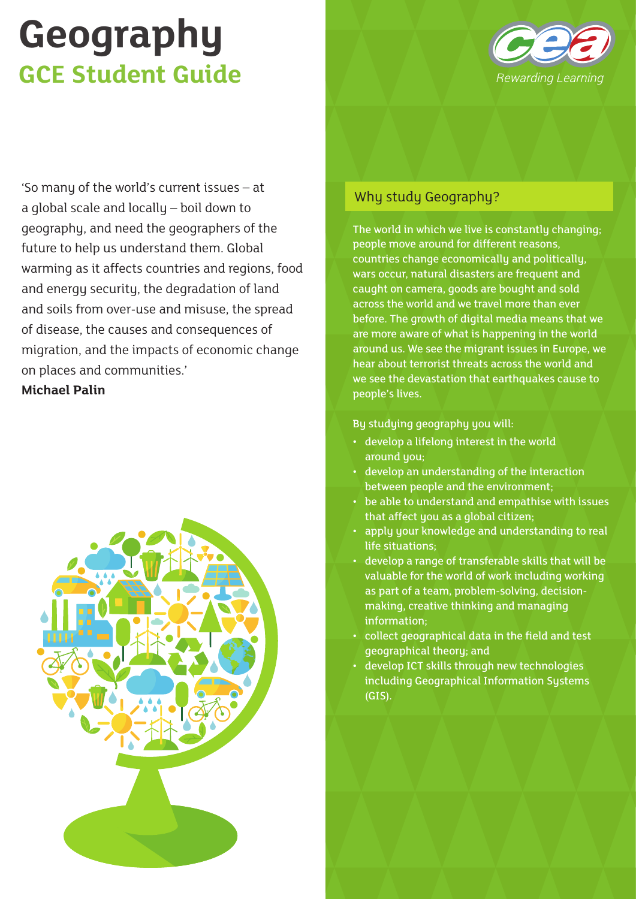# Geography

## GCE Student Guide

Rewarding Learning

'So many of the world's current issues – at a global scale and locally – boil down to geography, and need the geographers of the future to help us understand them. Global warming as it affects countries and regions, food and energy security, the degradation of land and soils from over-use and misuse, the spread of disease, the causes and consequences of migration, and the impacts of economic change on places and communities.'

**Michael Palin**

## Why study Geography?

The world in which we live is constantly changing; people move around for different reasons, countries change economically and politically, wars occur, natural disasters are frequent and caught on camera, goods are bought and sold across the world and we travel more than ever before. The growth of digital media means that we are more aware of what is happening in the world around us. We see the migrant issues in Europe, we hear about terrorist threats across the world and we see the devastation that earthquakes cause to people's lives.

By studying geography you will:

- develop a lifelong interest in the world around you;
- develop an understanding of the interaction between people and the environment;
- be able to understand and empathise with issues that affect you as a global citizen;
- apply your knowledge and understanding to real life situations;
- develop a range of transferable skills that will be valuable for the world of work including working as part of a team, problem-solving, decision-making, creative thinking and managing information;
- collect geographical data in the field and test geographical theory; and
- develop ICT skills through new technologies including Geographical Information Systems (GIS).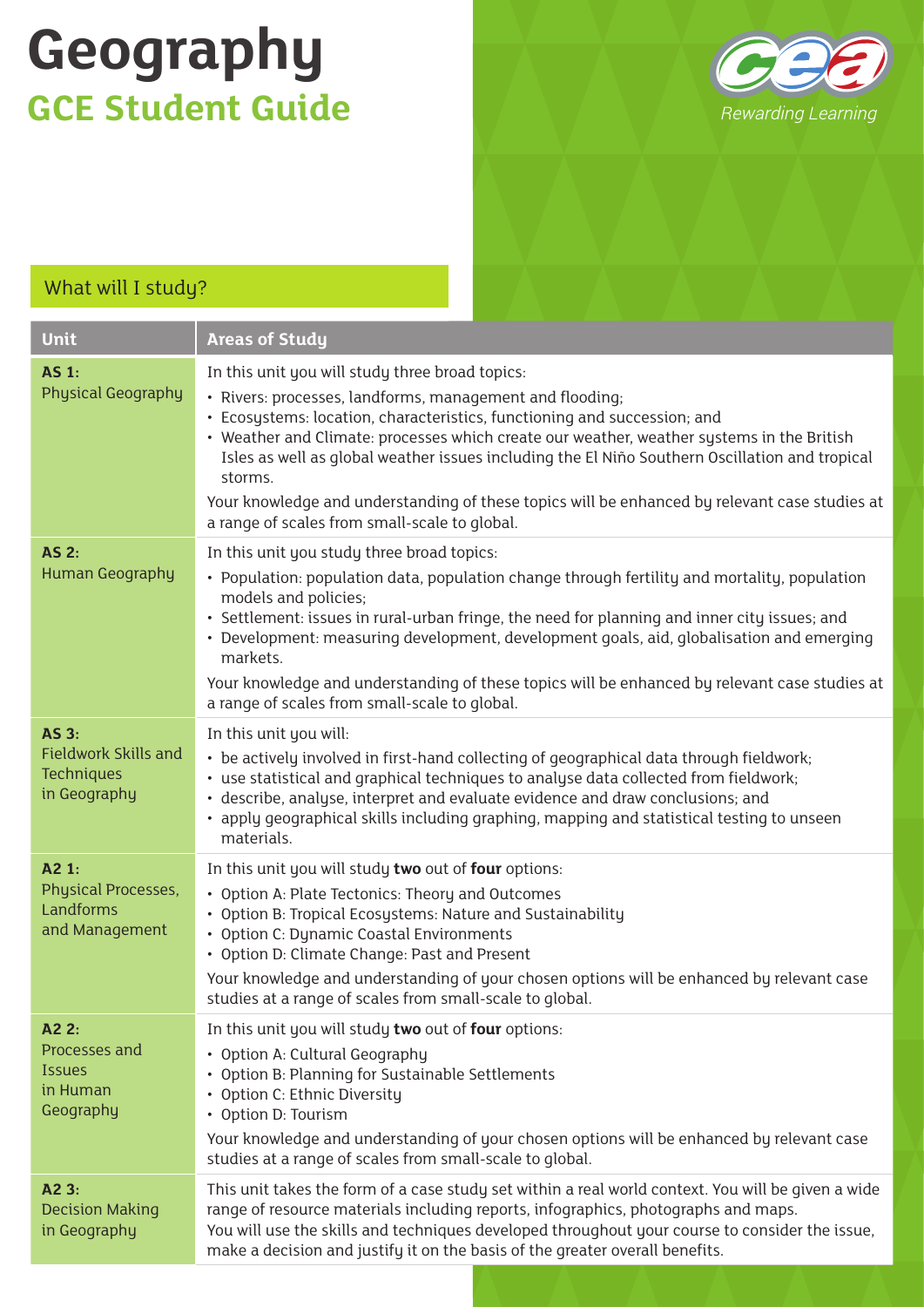# Geography

## GCE Student Guide

Rewarding Learning

### What will I study?

| Unit | Areas of Study |
|---|---|
| **AS 1:** Physical Geography | In this unit you will study three broad topics:<br>• Rivers: processes, landforms, management and flooding;<br>• Ecosystems: location, characteristics, functioning and succession; and<br>• Weather and Climate: processes which create our weather, weather systems in the British Isles as well as global weather issues including the El Niño Southern Oscillation and tropical storms.<br>Your knowledge and understanding of these topics will be enhanced by relevant case studies at a range of scales from small-scale to global. |
| **AS 2:** Human Geography | In this unit you study three broad topics:<br>• Population: population data, population change through fertility and mortality, population models and policies;<br>• Settlement: issues in rural-urban fringe, the need for planning and inner city issues; and<br>• Development: measuring development, development goals, aid, globalisation and emerging markets.<br>Your knowledge and understanding of these topics will be enhanced by relevant case studies at a range of scales from small-scale to global. |
| **AS 3:** Fieldwork Skills and Techniques in Geography | In this unit you will:<br>• be actively involved in first-hand collecting of geographical data through fieldwork;<br>• use statistical and graphical techniques to analyse data collected from fieldwork;<br>• describe, analyse, interpret and evaluate evidence and draw conclusions; and<br>• apply geographical skills including graphing, mapping and statistical testing to unseen materials. |
| **A2 1:** Physical Processes, Landforms and Management | In this unit you will study **two** out of **four** options:<br>• Option A: Plate Tectonics: Theory and Outcomes<br>• Option B: Tropical Ecosystems: Nature and Sustainability<br>• Option C: Dynamic Coastal Environments<br>• Option D: Climate Change: Past and Present<br>Your knowledge and understanding of your chosen options will be enhanced by relevant case studies at a range of scales from small-scale to global. |
| **A2 2:** Processes and Issues in Human Geography | In this unit you will study **two** out of **four** options:<br>• Option A: Cultural Geography<br>• Option B: Planning for Sustainable Settlements<br>• Option C: Ethnic Diversity<br>• Option D: Tourism<br>Your knowledge and understanding of your chosen options will be enhanced by relevant case studies at a range of scales from small-scale to global. |
| **A2 3:** Decision Making in Geography | This unit takes the form of a case study set within a real world context. You will be given a wide range of resource materials including reports, infographics, photographs and maps.<br>You will use the skills and techniques developed throughout your course to consider the issue, make a decision and justify it on the basis of the greater overall benefits. |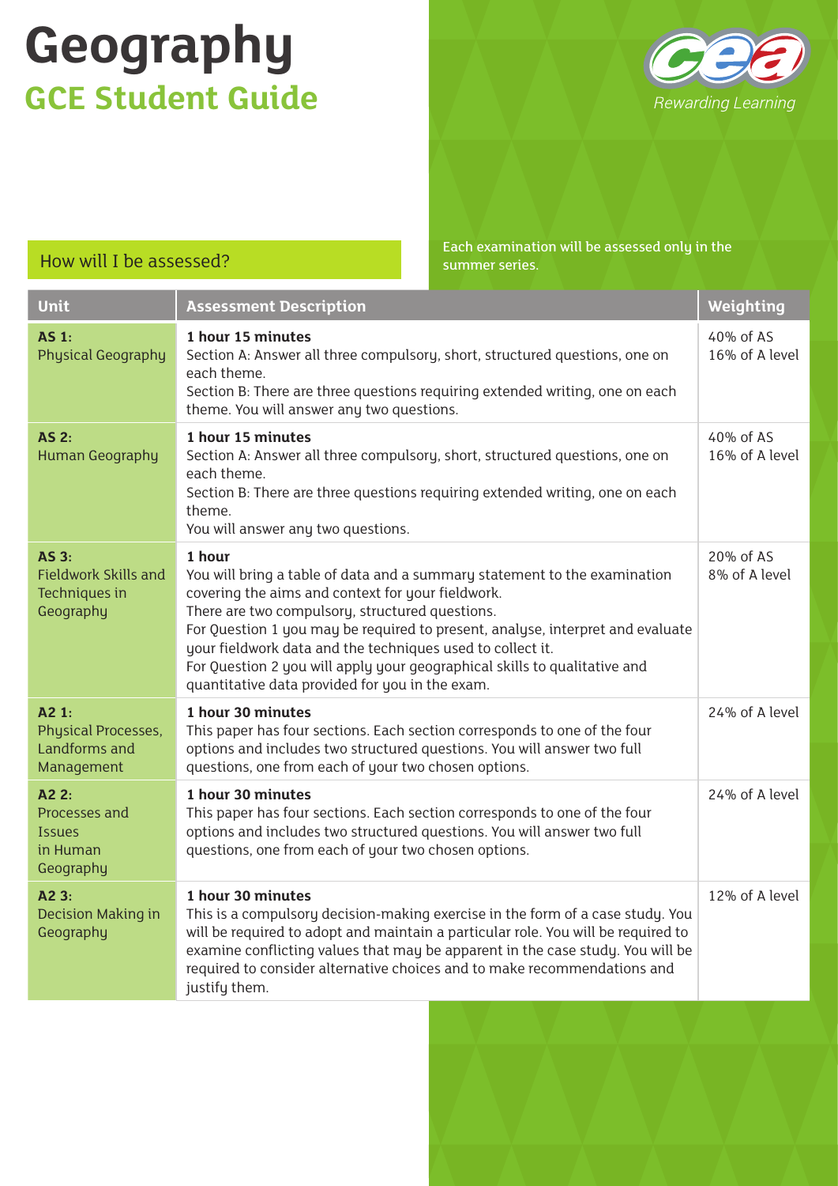# Geography

## GCE Student Guide

Rewarding Learning

### How will I be assessed?

Each examination will be assessed only in the summer series.

| Unit | Assessment Description | Weighting |
|---|---|---|
| **AS 1:** Physical Geography | **1 hour 15 minutes**<br>Section A: Answer all three compulsory, short, structured questions, one on each theme.<br>Section B: There are three questions requiring extended writing, one on each theme. You will answer any two questions. | 40% of AS<br>16% of A level |
| **AS 2:** Human Geography | **1 hour 15 minutes**<br>Section A: Answer all three compulsory, short, structured questions, one on each theme.<br>Section B: There are three questions requiring extended writing, one on each theme.<br>You will answer any two questions. | 40% of AS<br>16% of A level |
| **AS 3:** Fieldwork Skills and Techniques in Geography | **1 hour**<br>You will bring a table of data and a summary statement to the examination covering the aims and context for your fieldwork.<br>There are two compulsory, structured questions.<br>For Question 1 you may be required to present, analyse, interpret and evaluate your fieldwork data and the techniques used to collect it.<br>For Question 2 you will apply your geographical skills to qualitative and quantitative data provided for you in the exam. | 20% of AS<br>8% of A level |
| **A2 1:** Physical Processes, Landforms and Management | **1 hour 30 minutes**<br>This paper has four sections. Each section corresponds to one of the four options and includes two structured questions. You will answer two full questions, one from each of your two chosen options. | 24% of A level |
| **A2 2:** Processes and Issues in Human Geography | **1 hour 30 minutes**<br>This paper has four sections. Each section corresponds to one of the four options and includes two structured questions. You will answer two full questions, one from each of your two chosen options. | 24% of A level |
| **A2 3:** Decision Making in Geography | **1 hour 30 minutes**<br>This is a compulsory decision-making exercise in the form of a case study. You will be required to adopt and maintain a particular role. You will be required to examine conflicting values that may be apparent in the case study. You will be required to consider alternative choices and to make recommendations and justify them. | 12% of A level |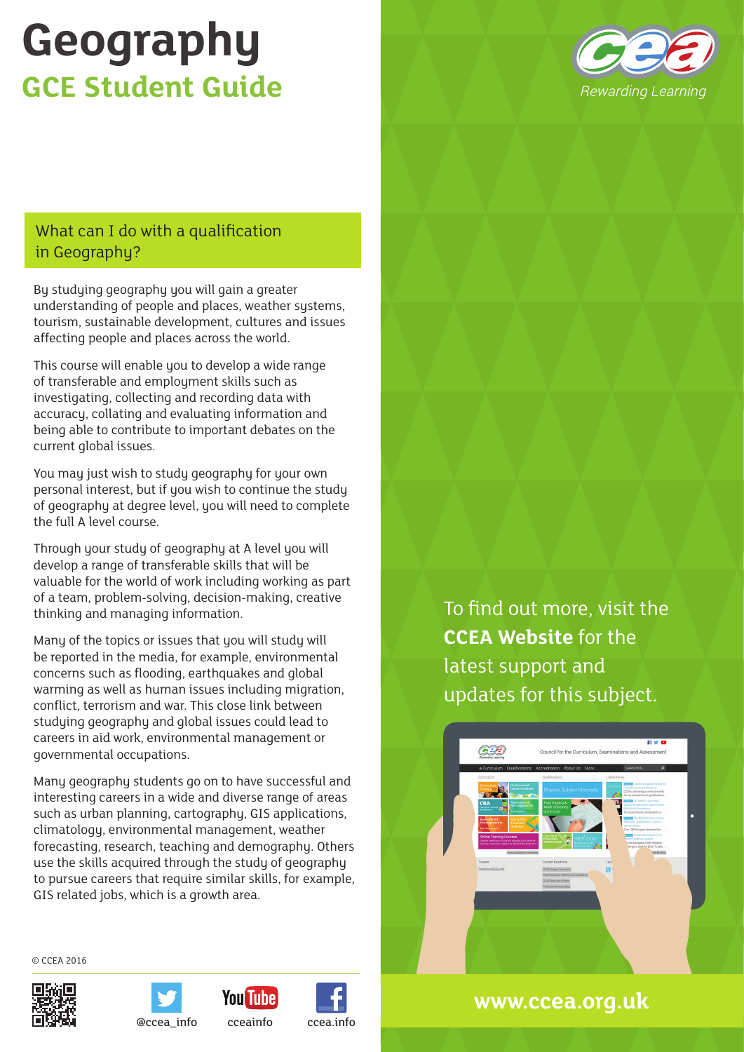# Geography

## GCE Student Guide

CCEA Rewarding Learning

### What can I do with a qualification in Geography?

By studying geography you will gain a greater understanding of people and places, weather systems, tourism, sustainable development, cultures and issues affecting people and places across the world.

This course will enable you to develop a wide range of transferable and employment skills such as investigating, collecting and recording data with accuracy, collating and evaluating information and being able to contribute to important debates on the current global issues.

You may just wish to study geography for your own personal interest, but if you wish to continue the study of geography at degree level, you will need to complete the full A level course.

Through your study of geography at A level you will develop a range of transferable skills that will be valuable for the world of work including working as part of a team, problem-solving, decision-making, creative thinking and managing information.

Many of the topics or issues that you will study will be reported in the media, for example, environmental concerns such as flooding, earthquakes and global warming as well as human issues including migration, conflict, terrorism and war. This close link between studying geography and global issues could lead to careers in aid work, environmental management or governmental occupations.

Many geography students go on to have successful and interesting careers in a wide and diverse range of areas such as urban planning, cartography, GIS applications, climatology, environmental management, weather forecasting, research, teaching and demography. Others use the skills acquired through the study of geography to pursue careers that require similar skills, for example, GIS related jobs, which is a growth area.

To find out more, visit the **CCEA Website** for the latest support and updates for this subject.

**www.ccea.org.uk**

© CCEA 2016

@ccea_info

cceainfo

ccea.info